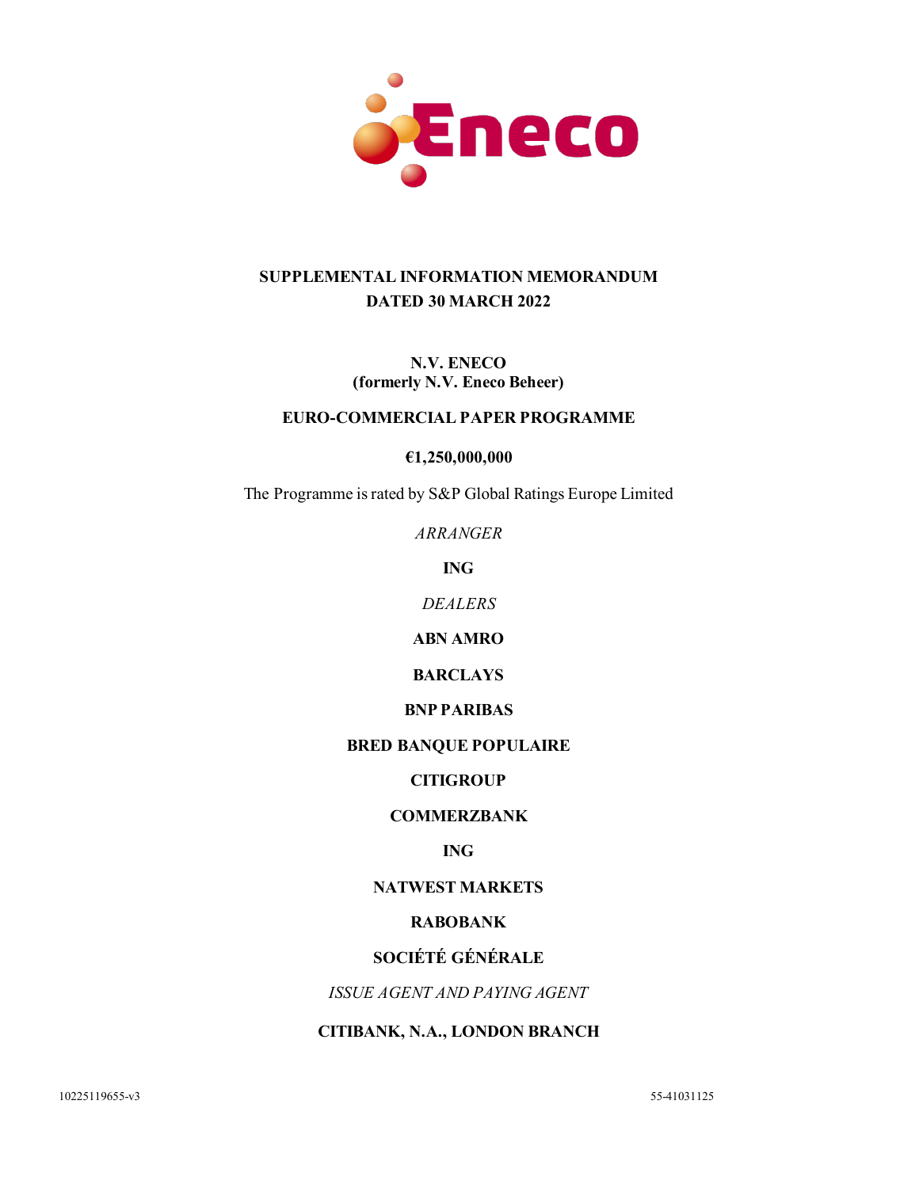Eneco

# SUPPLEMENTAL INFORMATION MEMORANDUM
## DATED 30 MARCH 2022

**N.V. ENECO**
**(formerly N.V. Eneco Beheer)**

**EURO-COMMERCIAL PAPER PROGRAMME**

**€1,250,000,000**

The Programme is rated by S&P Global Ratings Europe Limited

*ARRANGER*

**ING**

*DEALERS*

**ABN AMRO**

**BARCLAYS**

**BNP PARIBAS**

**BRED BANQUE POPULAIRE**

**CITIGROUP**

**COMMERZBANK**

**ING**

**NATWEST MARKETS**

**RABOBANK**

**SOCIÉTÉ GÉNÉRALE**

*ISSUE AGENT AND PAYING AGENT*

**CITIBANK, N.A., LONDON BRANCH**

10225119655-v3 55-41031125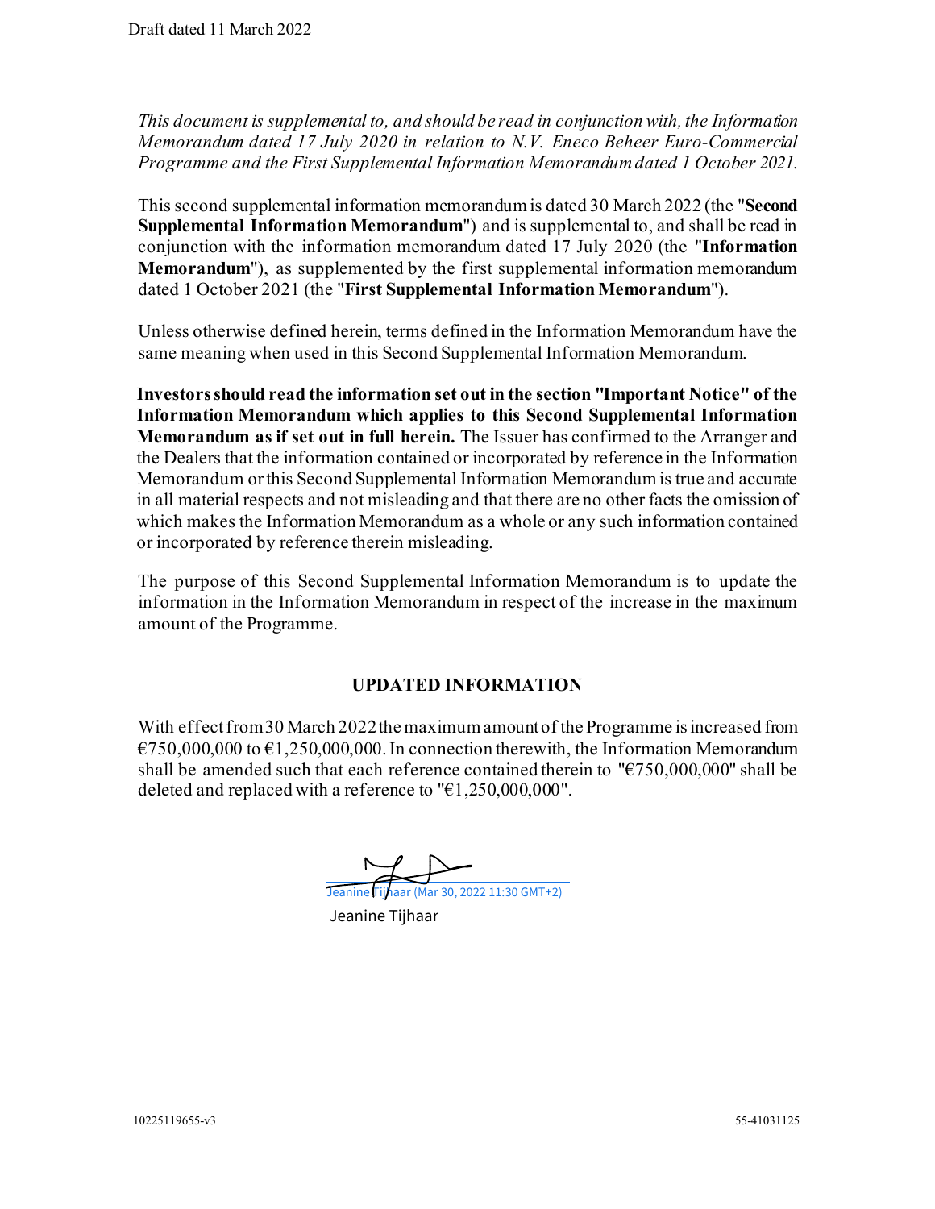Draft dated 11 March 2022

*This document is supplemental to, and should be read in conjunction with, the Information Memorandum dated 17 July 2020 in relation to N.V. Eneco Beheer Euro-Commercial Programme and the First Supplemental Information Memorandum dated 1 October 2021.*

This second supplemental information memorandum is dated 30 March 2022 (the "**Second Supplemental Information Memorandum**") and is supplemental to, and shall be read in conjunction with the information memorandum dated 17 July 2020 (the "**Information Memorandum**"), as supplemented by the first supplemental information memorandum dated 1 October 2021 (the "**First Supplemental Information Memorandum**").

Unless otherwise defined herein, terms defined in the Information Memorandum have the same meaning when used in this Second Supplemental Information Memorandum.

**Investors should read the information set out in the section "Important Notice" of the Information Memorandum which applies to this Second Supplemental Information Memorandum as if set out in full herein.** The Issuer has confirmed to the Arranger and the Dealers that the information contained or incorporated by reference in the Information Memorandum or this Second Supplemental Information Memorandum is true and accurate in all material respects and not misleading and that there are no other facts the omission of which makes the Information Memorandum as a whole or any such information contained or incorporated by reference therein misleading.

The purpose of this Second Supplemental Information Memorandum is to update the information in the Information Memorandum in respect of the increase in the maximum amount of the Programme.

## UPDATED INFORMATION

With effect from 30 March 2022 the maximum amount of the Programme is increased from €750,000,000 to €1,250,000,000. In connection therewith, the Information Memorandum shall be amended such that each reference contained therein to "€750,000,000" shall be deleted and replaced with a reference to "€1,250,000,000".

Jeanine Tijhaar (Mar 30, 2022 11:30 GMT+2)

Jeanine Tijhaar

10225119655-v3 55-41031125